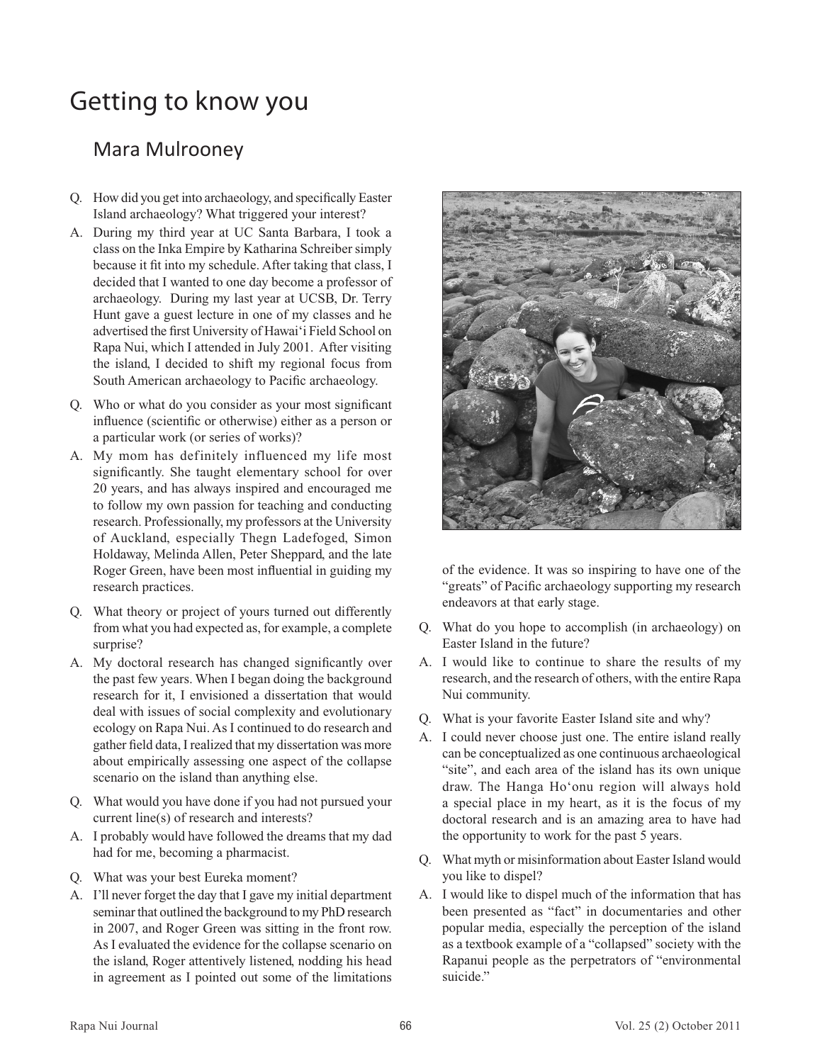# Getting to know you

## Mara Mulrooney

Q. How did you get into archaeology, and specifically Easter Island archaeology? What triggered your interest?

A. During my third year at UC Santa Barbara, I took a class on the Inka Empire by Katharina Schreiber simply because it fit into my schedule. After taking that class, I decided that I wanted to one day become a professor of archaeology. During my last year at UCSB, Dr. Terry Hunt gave a guest lecture in one of my classes and he advertised the first University of Hawai'i Field School on Rapa Nui, which I attended in July 2001. After visiting the island, I decided to shift my regional focus from South American archaeology to Pacific archaeology.

Q. Who or what do you consider as your most significant influence (scientific or otherwise) either as a person or a particular work (or series of works)?

A. My mom has definitely influenced my life most significantly. She taught elementary school for over 20 years, and has always inspired and encouraged me to follow my own passion for teaching and conducting research. Professionally, my professors at the University of Auckland, especially Thegn Ladefoged, Simon Holdaway, Melinda Allen, Peter Sheppard, and the late Roger Green, have been most influential in guiding my research practices.

Q. What theory or project of yours turned out differently from what you had expected as, for example, a complete surprise?

A. My doctoral research has changed significantly over the past few years. When I began doing the background research for it, I envisioned a dissertation that would deal with issues of social complexity and evolutionary ecology on Rapa Nui. As I continued to do research and gather field data, I realized that my dissertation was more about empirically assessing one aspect of the collapse scenario on the island than anything else.

Q. What would you have done if you had not pursued your current line(s) of research and interests?

A. I probably would have followed the dreams that my dad had for me, becoming a pharmacist.

Q. What was your best Eureka moment?

A. I'll never forget the day that I gave my initial department seminar that outlined the background to my PhD research in 2007, and Roger Green was sitting in the front row. As I evaluated the evidence for the collapse scenario on the island, Roger attentively listened, nodding his head in agreement as I pointed out some of the limitations of the evidence. It was so inspiring to have one of the "greats" of Pacific archaeology supporting my research endeavors at that early stage.

Q. What do you hope to accomplish (in archaeology) on Easter Island in the future?

A. I would like to continue to share the results of my research, and the research of others, with the entire Rapa Nui community.

Q. What is your favorite Easter Island site and why?

A. I could never choose just one. The entire island really can be conceptualized as one continuous archaeological "site", and each area of the island has its own unique draw. The Hanga Ho'onu region will always hold a special place in my heart, as it is the focus of my doctoral research and is an amazing area to have had the opportunity to work for the past 5 years.

Q. What myth or misinformation about Easter Island would you like to dispel?

A. I would like to dispel much of the information that has been presented as "fact" in documentaries and other popular media, especially the perception of the island as a textbook example of a "collapsed" society with the Rapanui people as the perpetrators of "environmental suicide."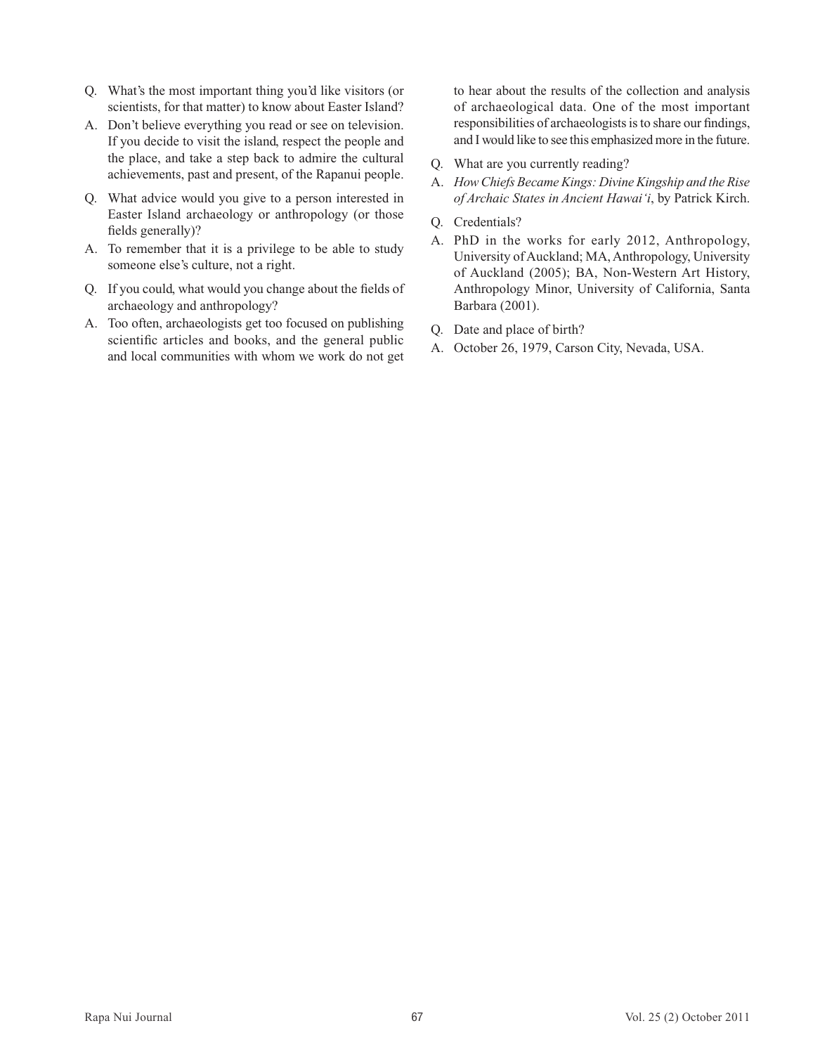Q. What's the most important thing you'd like visitors (or scientists, for that matter) to know about Easter Island?

A. Don't believe everything you read or see on television. If you decide to visit the island, respect the people and the place, and take a step back to admire the cultural achievements, past and present, of the Rapanui people.

Q. What advice would you give to a person interested in Easter Island archaeology or anthropology (or those fields generally)?

A. To remember that it is a privilege to be able to study someone else's culture, not a right.

Q. If you could, what would you change about the fields of archaeology and anthropology?

A. Too often, archaeologists get too focused on publishing scientific articles and books, and the general public and local communities with whom we work do not get to hear about the results of the collection and analysis of archaeological data. One of the most important responsibilities of archaeologists is to share our findings, and I would like to see this emphasized more in the future.

Q. What are you currently reading?

A. *How Chiefs Became Kings: Divine Kingship and the Rise of Archaic States in Ancient Hawai'i*, by Patrick Kirch.

Q. Credentials?

A. PhD in the works for early 2012, Anthropology, University of Auckland; MA, Anthropology, University of Auckland (2005); BA, Non-Western Art History, Anthropology Minor, University of California, Santa Barbara (2001).

Q. Date and place of birth?

A. October 26, 1979, Carson City, Nevada, USA.